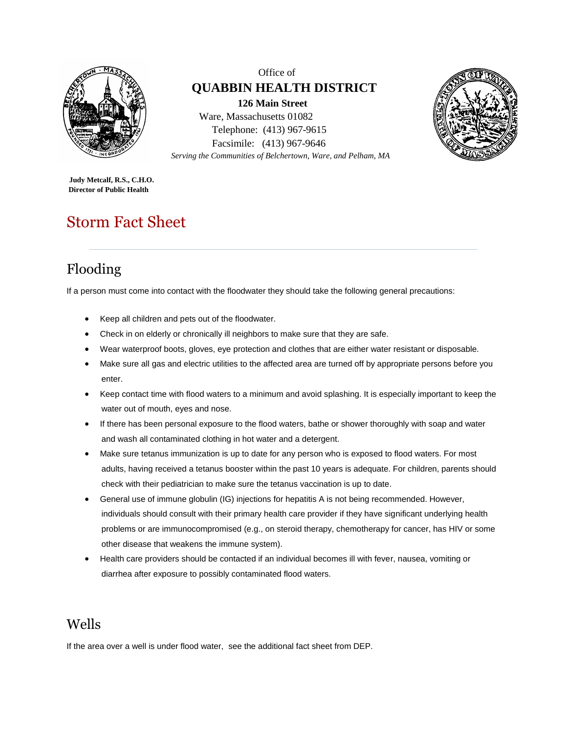Office of

**QUABBIN HEALTH DISTRICT**

**126 Main Street**

Ware, Massachusetts 01082

Telephone: (413) 967-9615

Facsimile: (413) 967-9646

*Serving the Communities of Belchertown, Ware, and Pelham, MA*

**Judy Metcalf, R.S., C.H.O.**
**Director of Public Health**

# Storm Fact Sheet

## Flooding

If a person must come into contact with the floodwater they should take the following general precautions:

- Keep all children and pets out of the floodwater.
- Check in on elderly or chronically ill neighbors to make sure that they are safe.
- Wear waterproof boots, gloves, eye protection and clothes that are either water resistant or disposable.
- Make sure all gas and electric utilities to the affected area are turned off by appropriate persons before you enter.
- Keep contact time with flood waters to a minimum and avoid splashing. It is especially important to keep the water out of mouth, eyes and nose.
- If there has been personal exposure to the flood waters, bathe or shower thoroughly with soap and water and wash all contaminated clothing in hot water and a detergent.
- Make sure tetanus immunization is up to date for any person who is exposed to flood waters. For most adults, having received a tetanus booster within the past 10 years is adequate. For children, parents should check with their pediatrician to make sure the tetanus vaccination is up to date.
- General use of immune globulin (IG) injections for hepatitis A is not being recommended. However, individuals should consult with their primary health care provider if they have significant underlying health problems or are immunocompromised (e.g., on steroid therapy, chemotherapy for cancer, has HIV or some other disease that weakens the immune system).
- Health care providers should be contacted if an individual becomes ill with fever, nausea, vomiting or diarrhea after exposure to possibly contaminated flood waters.

## Wells

If the area over a well is under flood water, see the additional fact sheet from DEP.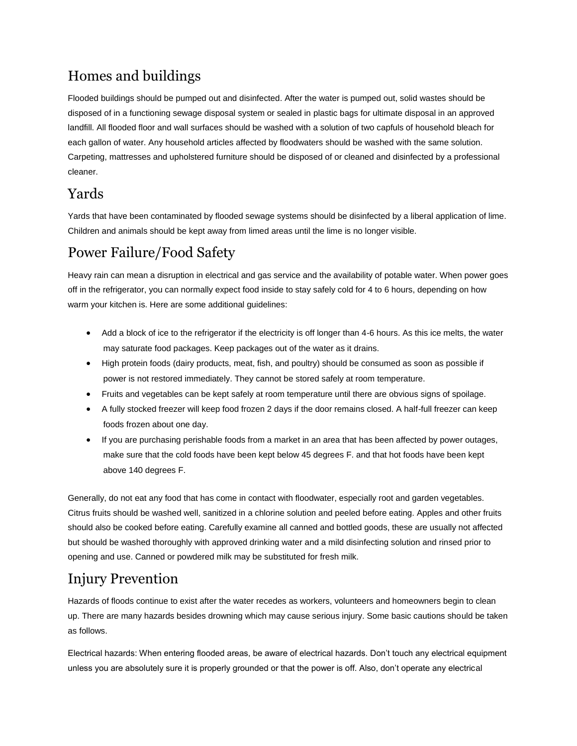## Homes and buildings

Flooded buildings should be pumped out and disinfected. After the water is pumped out, solid wastes should be disposed of in a functioning sewage disposal system or sealed in plastic bags for ultimate disposal in an approved landfill. All flooded floor and wall surfaces should be washed with a solution of two capfuls of household bleach for each gallon of water. Any household articles affected by floodwaters should be washed with the same solution. Carpeting, mattresses and upholstered furniture should be disposed of or cleaned and disinfected by a professional cleaner.

## Yards

Yards that have been contaminated by flooded sewage systems should be disinfected by a liberal application of lime. Children and animals should be kept away from limed areas until the lime is no longer visible.

## Power Failure/Food Safety

Heavy rain can mean a disruption in electrical and gas service and the availability of potable water. When power goes off in the refrigerator, you can normally expect food inside to stay safely cold for 4 to 6 hours, depending on how warm your kitchen is. Here are some additional guidelines:

- Add a block of ice to the refrigerator if the electricity is off longer than 4-6 hours. As this ice melts, the water may saturate food packages. Keep packages out of the water as it drains.
- High protein foods (dairy products, meat, fish, and poultry) should be consumed as soon as possible if power is not restored immediately. They cannot be stored safely at room temperature.
- Fruits and vegetables can be kept safely at room temperature until there are obvious signs of spoilage.
- A fully stocked freezer will keep food frozen 2 days if the door remains closed. A half-full freezer can keep foods frozen about one day.
- If you are purchasing perishable foods from a market in an area that has been affected by power outages, make sure that the cold foods have been kept below 45 degrees F. and that hot foods have been kept above 140 degrees F.

Generally, do not eat any food that has come in contact with floodwater, especially root and garden vegetables. Citrus fruits should be washed well, sanitized in a chlorine solution and peeled before eating. Apples and other fruits should also be cooked before eating. Carefully examine all canned and bottled goods, these are usually not affected but should be washed thoroughly with approved drinking water and a mild disinfecting solution and rinsed prior to opening and use. Canned or powdered milk may be substituted for fresh milk.

## Injury Prevention

Hazards of floods continue to exist after the water recedes as workers, volunteers and homeowners begin to clean up. There are many hazards besides drowning which may cause serious injury. Some basic cautions should be taken as follows.

Electrical hazards: When entering flooded areas, be aware of electrical hazards. Don't touch any electrical equipment unless you are absolutely sure it is properly grounded or that the power is off. Also, don't operate any electrical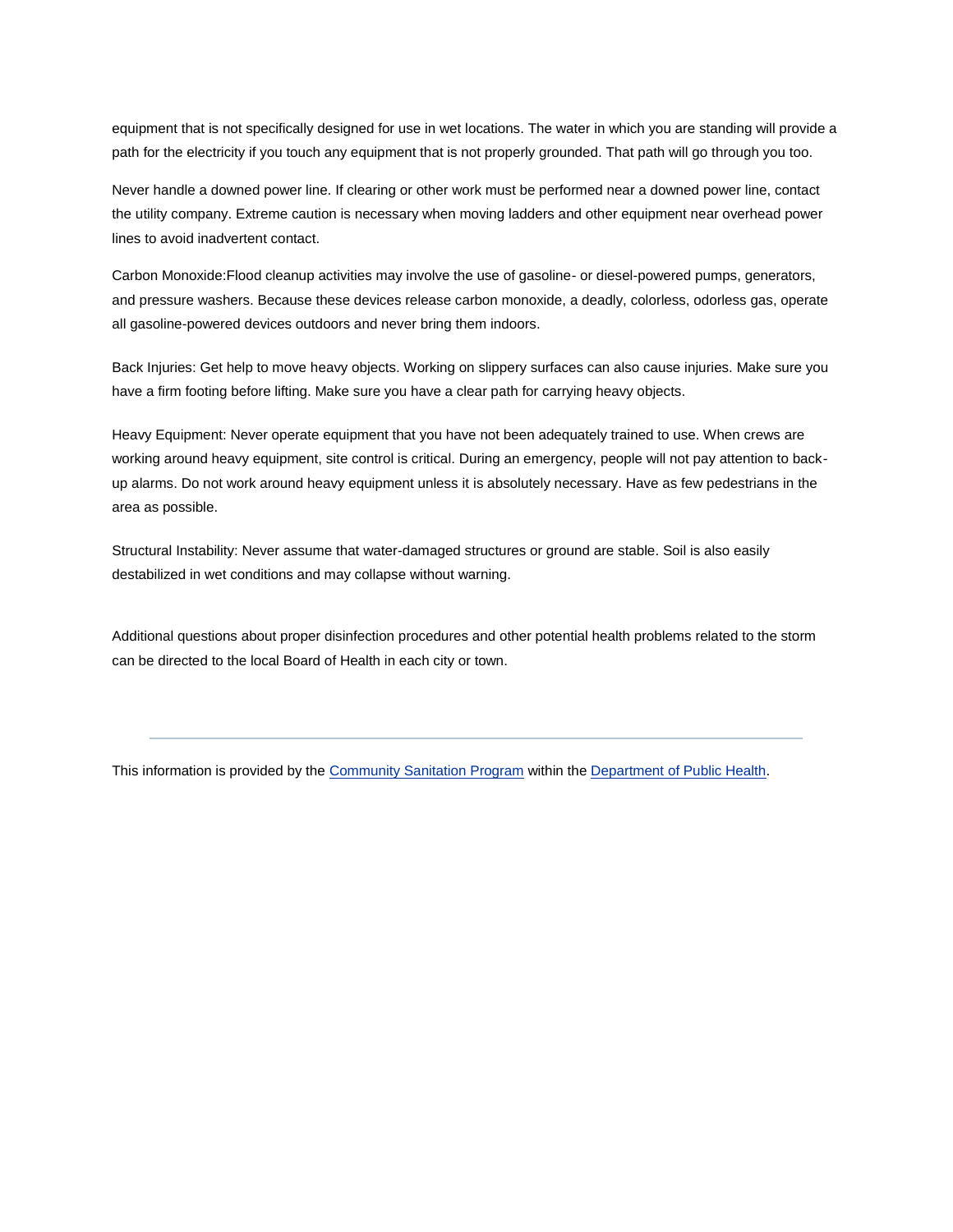equipment that is not specifically designed for use in wet locations. The water in which you are standing will provide a path for the electricity if you touch any equipment that is not properly grounded. That path will go through you too.

Never handle a downed power line. If clearing or other work must be performed near a downed power line, contact the utility company. Extreme caution is necessary when moving ladders and other equipment near overhead power lines to avoid inadvertent contact.

Carbon Monoxide:Flood cleanup activities may involve the use of gasoline- or diesel-powered pumps, generators, and pressure washers. Because these devices release carbon monoxide, a deadly, colorless, odorless gas, operate all gasoline-powered devices outdoors and never bring them indoors.

Back Injuries: Get help to move heavy objects. Working on slippery surfaces can also cause injuries. Make sure you have a firm footing before lifting. Make sure you have a clear path for carrying heavy objects.

Heavy Equipment: Never operate equipment that you have not been adequately trained to use. When crews are working around heavy equipment, site control is critical. During an emergency, people will not pay attention to back-up alarms. Do not work around heavy equipment unless it is absolutely necessary. Have as few pedestrians in the area as possible.

Structural Instability: Never assume that water-damaged structures or ground are stable. Soil is also easily destabilized in wet conditions and may collapse without warning.

Additional questions about proper disinfection procedures and other potential health problems related to the storm can be directed to the local Board of Health in each city or town.

---

This information is provided by the Community Sanitation Program within the Department of Public Health.